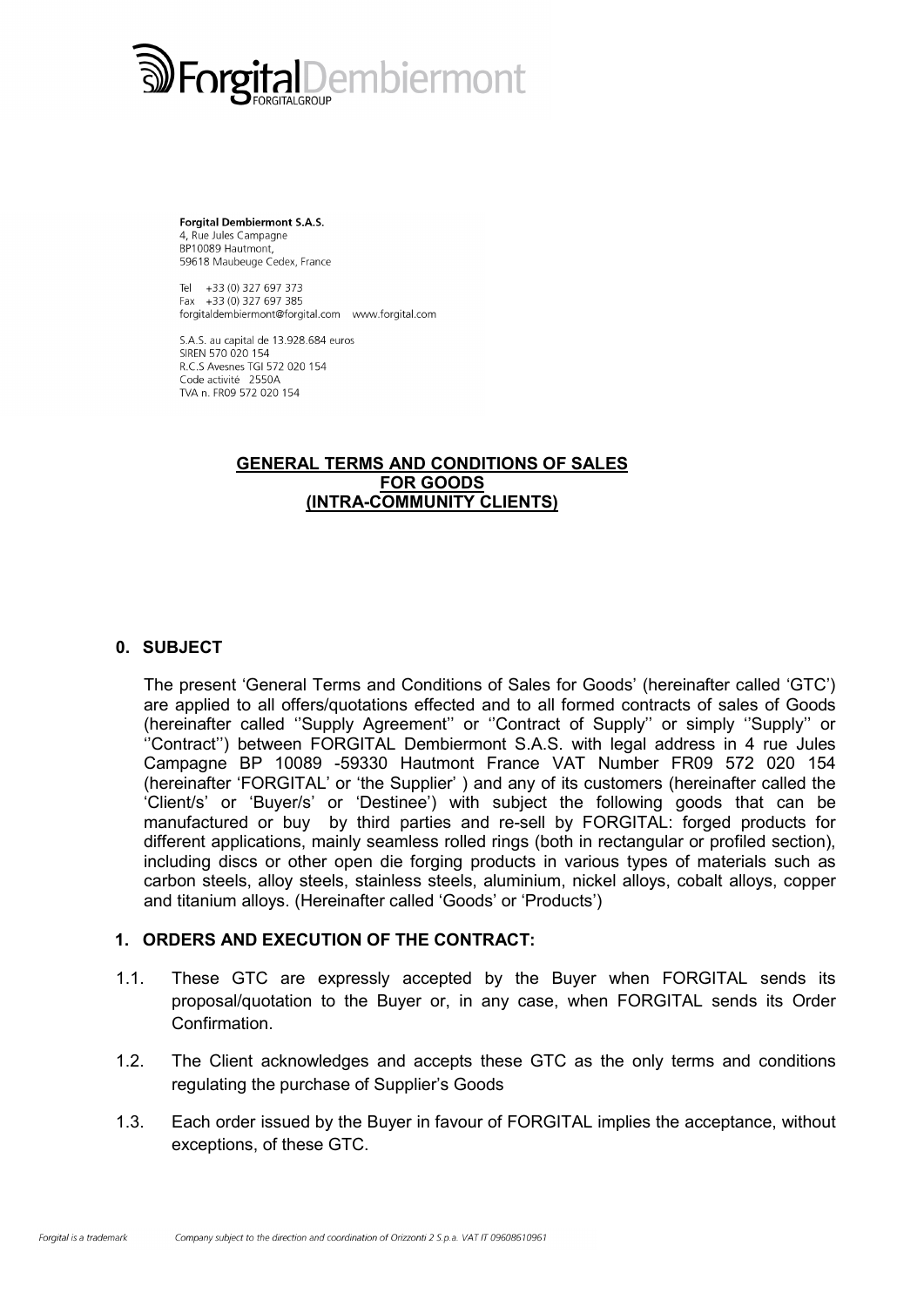**Forgital Dembiermont S.A.S.**
4, Rue Jules Campagne
BP10089 Hautmont,
59618 Maubeuge Cedex, France

Tel +33 (0) 327 697 373
Fax +33 (0) 327 697 385
forgitaldembiermont@forgital.com www.forgital.com

S.A.S. au capital de 13.928.684 euros
SIREN 570 020 154
R.C.S Avesnes TGI 572 020 154
Code activité 2550A
TVA n. FR09 572 020 154

# GENERAL TERMS AND CONDITIONS OF SALES FOR GOODS (INTRA-COMMUNITY CLIENTS)

## 0. SUBJECT

The present 'General Terms and Conditions of Sales for Goods' (hereinafter called 'GTC') are applied to all offers/quotations effected and to all formed contracts of sales of Goods (hereinafter called ''Supply Agreement'' or ''Contract of Supply'' or simply ''Supply'' or ''Contract'') between FORGITAL Dembiermont S.A.S. with legal address in 4 rue Jules Campagne BP 10089 -59330 Hautmont France VAT Number FR09 572 020 154 (hereinafter 'FORGITAL' or 'the Supplier' ) and any of its customers (hereinafter called the 'Client/s' or 'Buyer/s' or 'Destinee') with subject the following goods that can be manufactured or buy by third parties and re-sell by FORGITAL: forged products for different applications, mainly seamless rolled rings (both in rectangular or profiled section), including discs or other open die forging products in various types of materials such as carbon steels, alloy steels, stainless steels, aluminium, nickel alloys, cobalt alloys, copper and titanium alloys. (Hereinafter called 'Goods' or 'Products')

## 1. ORDERS AND EXECUTION OF THE CONTRACT:

1.1. These GTC are expressly accepted by the Buyer when FORGITAL sends its proposal/quotation to the Buyer or, in any case, when FORGITAL sends its Order Confirmation.

1.2. The Client acknowledges and accepts these GTC as the only terms and conditions regulating the purchase of Supplier's Goods

1.3. Each order issued by the Buyer in favour of FORGITAL implies the acceptance, without exceptions, of these GTC.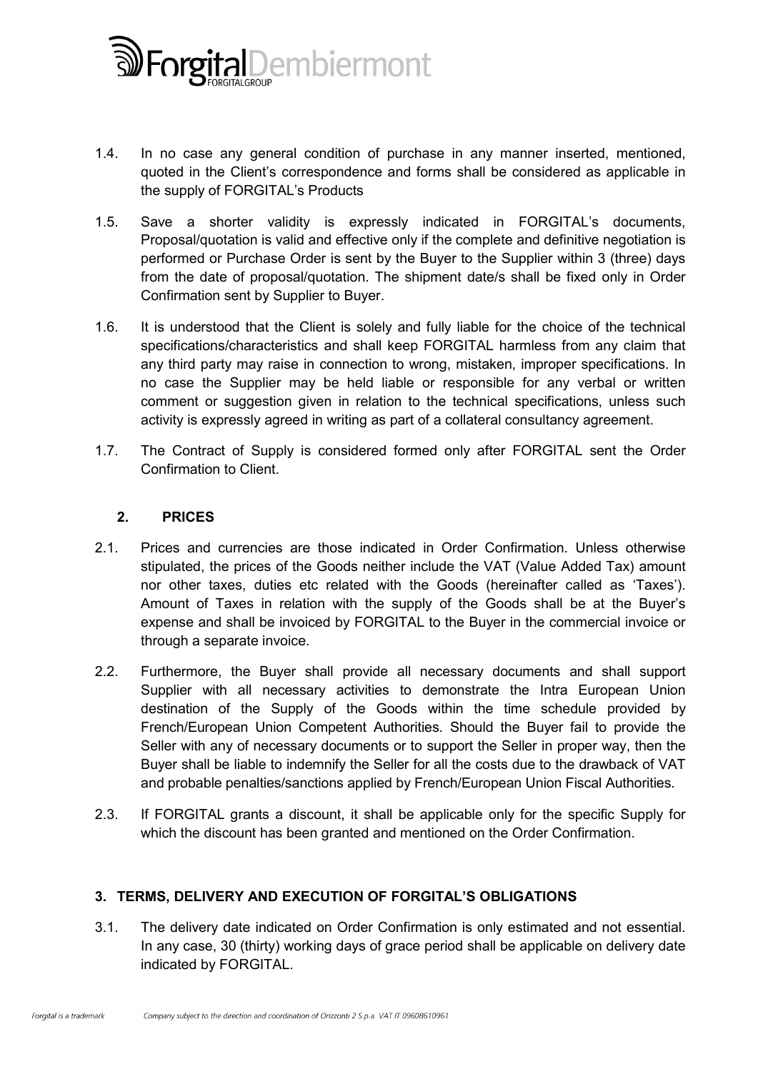1.4. In no case any general condition of purchase in any manner inserted, mentioned, quoted in the Client's correspondence and forms shall be considered as applicable in the supply of FORGITAL's Products

1.5. Save a shorter validity is expressly indicated in FORGITAL's documents, Proposal/quotation is valid and effective only if the complete and definitive negotiation is performed or Purchase Order is sent by the Buyer to the Supplier within 3 (three) days from the date of proposal/quotation. The shipment date/s shall be fixed only in Order Confirmation sent by Supplier to Buyer.

1.6. It is understood that the Client is solely and fully liable for the choice of the technical specifications/characteristics and shall keep FORGITAL harmless from any claim that any third party may raise in connection to wrong, mistaken, improper specifications. In no case the Supplier may be held liable or responsible for any verbal or written comment or suggestion given in relation to the technical specifications, unless such activity is expressly agreed in writing as part of a collateral consultancy agreement.

1.7. The Contract of Supply is considered formed only after FORGITAL sent the Order Confirmation to Client.

## 2. PRICES

2.1. Prices and currencies are those indicated in Order Confirmation. Unless otherwise stipulated, the prices of the Goods neither include the VAT (Value Added Tax) amount nor other taxes, duties etc related with the Goods (hereinafter called as 'Taxes'). Amount of Taxes in relation with the supply of the Goods shall be at the Buyer's expense and shall be invoiced by FORGITAL to the Buyer in the commercial invoice or through a separate invoice.

2.2. Furthermore, the Buyer shall provide all necessary documents and shall support Supplier with all necessary activities to demonstrate the Intra European Union destination of the Supply of the Goods within the time schedule provided by French/European Union Competent Authorities. Should the Buyer fail to provide the Seller with any of necessary documents or to support the Seller in proper way, then the Buyer shall be liable to indemnify the Seller for all the costs due to the drawback of VAT and probable penalties/sanctions applied by French/European Union Fiscal Authorities.

2.3. If FORGITAL grants a discount, it shall be applicable only for the specific Supply for which the discount has been granted and mentioned on the Order Confirmation.

## 3. TERMS, DELIVERY AND EXECUTION OF FORGITAL'S OBLIGATIONS

3.1. The delivery date indicated on Order Confirmation is only estimated and not essential. In any case, 30 (thirty) working days of grace period shall be applicable on delivery date indicated by FORGITAL.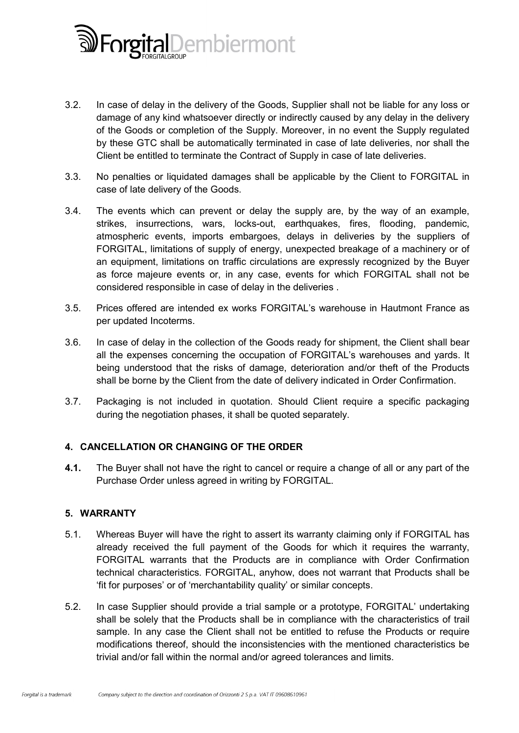3.2. In case of delay in the delivery of the Goods, Supplier shall not be liable for any loss or damage of any kind whatsoever directly or indirectly caused by any delay in the delivery of the Goods or completion of the Supply. Moreover, in no event the Supply regulated by these GTC shall be automatically terminated in case of late deliveries, nor shall the Client be entitled to terminate the Contract of Supply in case of late deliveries.

3.3. No penalties or liquidated damages shall be applicable by the Client to FORGITAL in case of late delivery of the Goods.

3.4. The events which can prevent or delay the supply are, by the way of an example, strikes, insurrections, wars, locks-out, earthquakes, fires, flooding, pandemic, atmospheric events, imports embargoes, delays in deliveries by the suppliers of FORGITAL, limitations of supply of energy, unexpected breakage of a machinery or of an equipment, limitations on traffic circulations are expressly recognized by the Buyer as force majeure events or, in any case, events for which FORGITAL shall not be considered responsible in case of delay in the deliveries .

3.5. Prices offered are intended ex works FORGITAL's warehouse in Hautmont France as per updated Incoterms.

3.6. In case of delay in the collection of the Goods ready for shipment, the Client shall bear all the expenses concerning the occupation of FORGITAL's warehouses and yards. It being understood that the risks of damage, deterioration and/or theft of the Products shall be borne by the Client from the date of delivery indicated in Order Confirmation.

3.7. Packaging is not included in quotation. Should Client require a specific packaging during the negotiation phases, it shall be quoted separately.

## 4. CANCELLATION OR CHANGING OF THE ORDER

**4.1.** The Buyer shall not have the right to cancel or require a change of all or any part of the Purchase Order unless agreed in writing by FORGITAL.

## 5. WARRANTY

5.1. Whereas Buyer will have the right to assert its warranty claiming only if FORGITAL has already received the full payment of the Goods for which it requires the warranty, FORGITAL warrants that the Products are in compliance with Order Confirmation technical characteristics. FORGITAL, anyhow, does not warrant that Products shall be 'fit for purposes' or of 'merchantability quality' or similar concepts.

5.2. In case Supplier should provide a trial sample or a prototype, FORGITAL' undertaking shall be solely that the Products shall be in compliance with the characteristics of trail sample. In any case the Client shall not be entitled to refuse the Products or require modifications thereof, should the inconsistencies with the mentioned characteristics be trivial and/or fall within the normal and/or agreed tolerances and limits.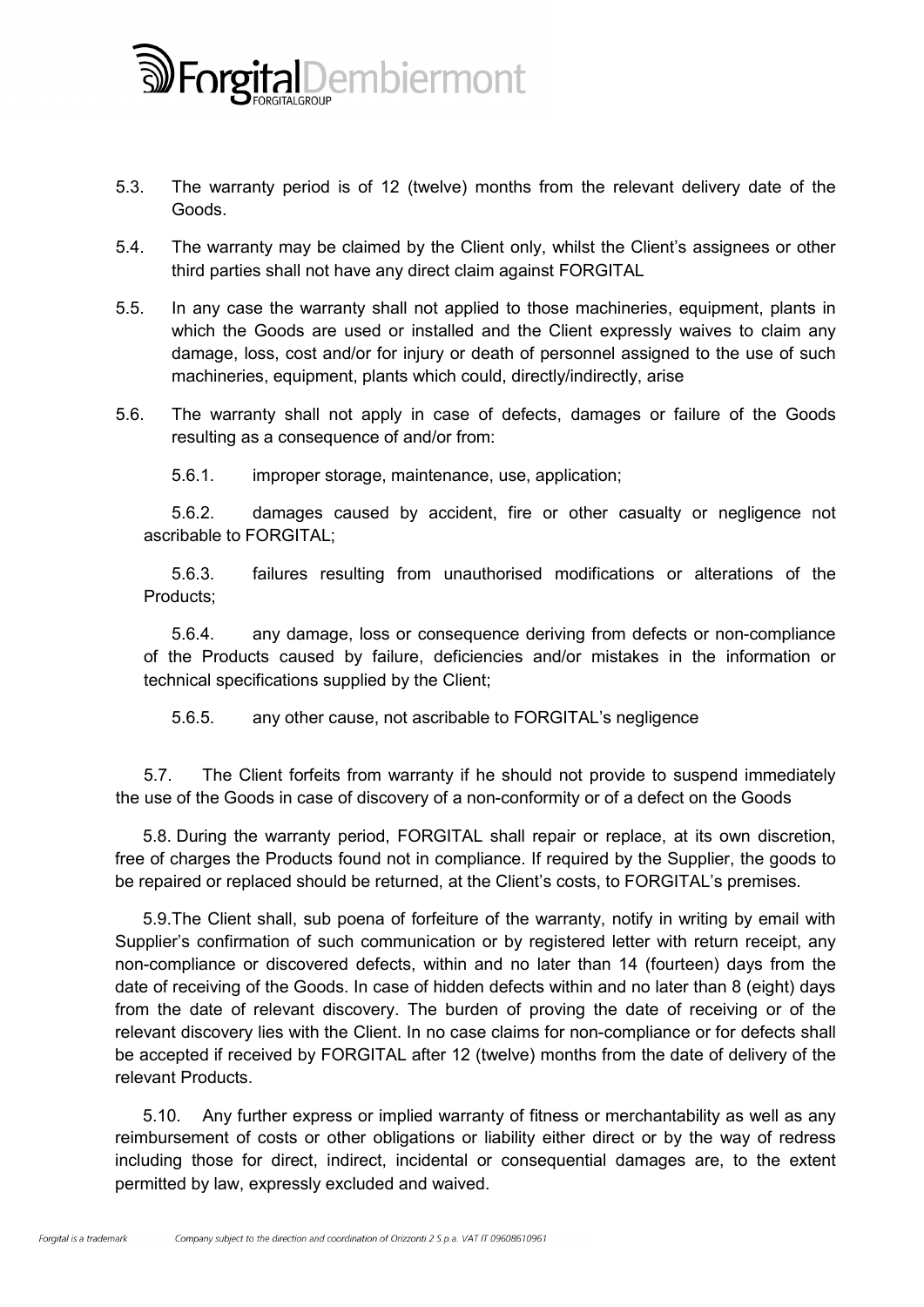5.3. The warranty period is of 12 (twelve) months from the relevant delivery date of the Goods.

5.4. The warranty may be claimed by the Client only, whilst the Client's assignees or other third parties shall not have any direct claim against FORGITAL

5.5. In any case the warranty shall not applied to those machineries, equipment, plants in which the Goods are used or installed and the Client expressly waives to claim any damage, loss, cost and/or for injury or death of personnel assigned to the use of such machineries, equipment, plants which could, directly/indirectly, arise

5.6. The warranty shall not apply in case of defects, damages or failure of the Goods resulting as a consequence of and/or from:

5.6.1. improper storage, maintenance, use, application;

5.6.2. damages caused by accident, fire or other casualty or negligence not ascribable to FORGITAL;

5.6.3. failures resulting from unauthorised modifications or alterations of the Products;

5.6.4. any damage, loss or consequence deriving from defects or non-compliance of the Products caused by failure, deficiencies and/or mistakes in the information or technical specifications supplied by the Client;

5.6.5. any other cause, not ascribable to FORGITAL's negligence

5.7. The Client forfeits from warranty if he should not provide to suspend immediately the use of the Goods in case of discovery of a non-conformity or of a defect on the Goods

5.8. During the warranty period, FORGITAL shall repair or replace, at its own discretion, free of charges the Products found not in compliance. If required by the Supplier, the goods to be repaired or replaced should be returned, at the Client's costs, to FORGITAL's premises.

5.9. The Client shall, sub poena of forfeiture of the warranty, notify in writing by email with Supplier's confirmation of such communication or by registered letter with return receipt, any non-compliance or discovered defects, within and no later than 14 (fourteen) days from the date of receiving of the Goods. In case of hidden defects within and no later than 8 (eight) days from the date of relevant discovery. The burden of proving the date of receiving or of the relevant discovery lies with the Client. In no case claims for non-compliance or for defects shall be accepted if received by FORGITAL after 12 (twelve) months from the date of delivery of the relevant Products.

5.10. Any further express or implied warranty of fitness or merchantability as well as any reimbursement of costs or other obligations or liability either direct or by the way of redress including those for direct, indirect, incidental or consequential damages are, to the extent permitted by law, expressly excluded and waived.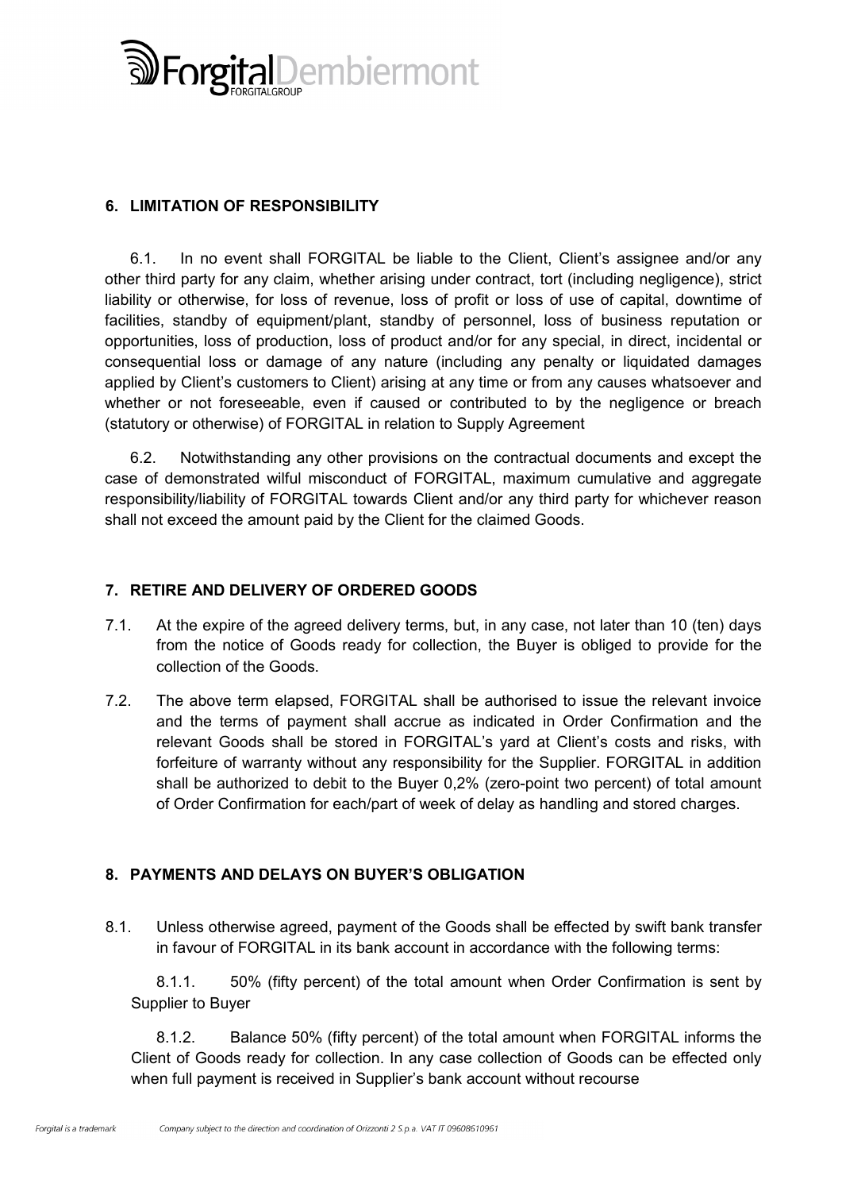## 6. LIMITATION OF RESPONSIBILITY

6.1. In no event shall FORGITAL be liable to the Client, Client's assignee and/or any other third party for any claim, whether arising under contract, tort (including negligence), strict liability or otherwise, for loss of revenue, loss of profit or loss of use of capital, downtime of facilities, standby of equipment/plant, standby of personnel, loss of business reputation or opportunities, loss of production, loss of product and/or for any special, in direct, incidental or consequential loss or damage of any nature (including any penalty or liquidated damages applied by Client's customers to Client) arising at any time or from any causes whatsoever and whether or not foreseeable, even if caused or contributed to by the negligence or breach (statutory or otherwise) of FORGITAL in relation to Supply Agreement

6.2. Notwithstanding any other provisions on the contractual documents and except the case of demonstrated wilful misconduct of FORGITAL, maximum cumulative and aggregate responsibility/liability of FORGITAL towards Client and/or any third party for whichever reason shall not exceed the amount paid by the Client for the claimed Goods.

## 7. RETIRE AND DELIVERY OF ORDERED GOODS

7.1. At the expire of the agreed delivery terms, but, in any case, not later than 10 (ten) days from the notice of Goods ready for collection, the Buyer is obliged to provide for the collection of the Goods.

7.2. The above term elapsed, FORGITAL shall be authorised to issue the relevant invoice and the terms of payment shall accrue as indicated in Order Confirmation and the relevant Goods shall be stored in FORGITAL's yard at Client's costs and risks, with forfeiture of warranty without any responsibility for the Supplier. FORGITAL in addition shall be authorized to debit to the Buyer 0,2% (zero-point two percent) of total amount of Order Confirmation for each/part of week of delay as handling and stored charges.

## 8. PAYMENTS AND DELAYS ON BUYER'S OBLIGATION

8.1. Unless otherwise agreed, payment of the Goods shall be effected by swift bank transfer in favour of FORGITAL in its bank account in accordance with the following terms:

8.1.1. 50% (fifty percent) of the total amount when Order Confirmation is sent by Supplier to Buyer

8.1.2. Balance 50% (fifty percent) of the total amount when FORGITAL informs the Client of Goods ready for collection. In any case collection of Goods can be effected only when full payment is received in Supplier's bank account without recourse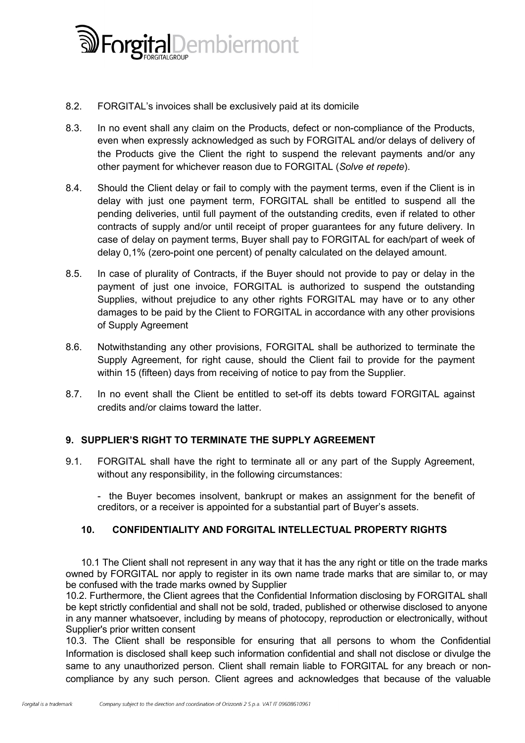8.2. FORGITAL's invoices shall be exclusively paid at its domicile

8.3. In no event shall any claim on the Products, defect or non-compliance of the Products, even when expressly acknowledged as such by FORGITAL and/or delays of delivery of the Products give the Client the right to suspend the relevant payments and/or any other payment for whichever reason due to FORGITAL (*Solve et repete*).

8.4. Should the Client delay or fail to comply with the payment terms, even if the Client is in delay with just one payment term, FORGITAL shall be entitled to suspend all the pending deliveries, until full payment of the outstanding credits, even if related to other contracts of supply and/or until receipt of proper guarantees for any future delivery. In case of delay on payment terms, Buyer shall pay to FORGITAL for each/part of week of delay 0,1% (zero-point one percent) of penalty calculated on the delayed amount.

8.5. In case of plurality of Contracts, if the Buyer should not provide to pay or delay in the payment of just one invoice, FORGITAL is authorized to suspend the outstanding Supplies, without prejudice to any other rights FORGITAL may have or to any other damages to be paid by the Client to FORGITAL in accordance with any other provisions of Supply Agreement

8.6. Notwithstanding any other provisions, FORGITAL shall be authorized to terminate the Supply Agreement, for right cause, should the Client fail to provide for the payment within 15 (fifteen) days from receiving of notice to pay from the Supplier.

8.7. In no event shall the Client be entitled to set-off its debts toward FORGITAL against credits and/or claims toward the latter.

## 9. SUPPLIER'S RIGHT TO TERMINATE THE SUPPLY AGREEMENT

9.1. FORGITAL shall have the right to terminate all or any part of the Supply Agreement, without any responsibility, in the following circumstances:

- the Buyer becomes insolvent, bankrupt or makes an assignment for the benefit of creditors, or a receiver is appointed for a substantial part of Buyer's assets.

## 10. CONFIDENTIALITY AND FORGITAL INTELLECTUAL PROPERTY RIGHTS

10.1 The Client shall not represent in any way that it has the any right or title on the trade marks owned by FORGITAL nor apply to register in its own name trade marks that are similar to, or may be confused with the trade marks owned by Supplier

10.2. Furthermore, the Client agrees that the Confidential Information disclosing by FORGITAL shall be kept strictly confidential and shall not be sold, traded, published or otherwise disclosed to anyone in any manner whatsoever, including by means of photocopy, reproduction or electronically, without Supplier's prior written consent

10.3. The Client shall be responsible for ensuring that all persons to whom the Confidential Information is disclosed shall keep such information confidential and shall not disclose or divulge the same to any unauthorized person. Client shall remain liable to FORGITAL for any breach or non-compliance by any such person. Client agrees and acknowledges that because of the valuable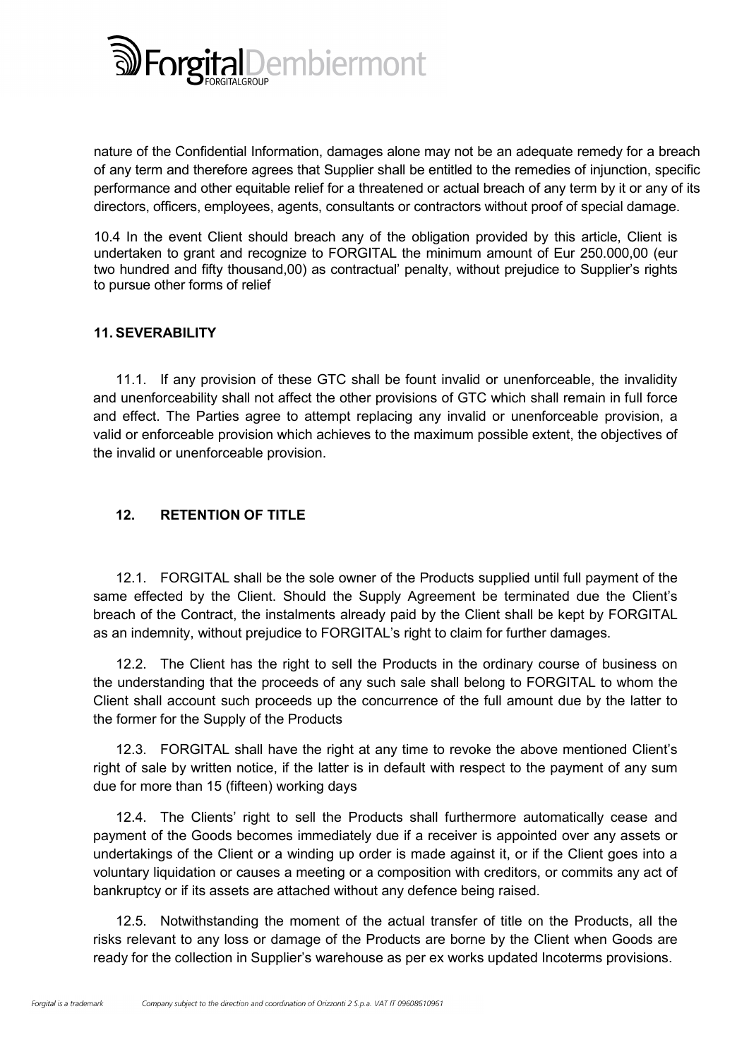nature of the Confidential Information, damages alone may not be an adequate remedy for a breach of any term and therefore agrees that Supplier shall be entitled to the remedies of injunction, specific performance and other equitable relief for a threatened or actual breach of any term by it or any of its directors, officers, employees, agents, consultants or contractors without proof of special damage.

10.4 In the event Client should breach any of the obligation provided by this article, Client is undertaken to grant and recognize to FORGITAL the minimum amount of Eur 250.000,00 (eur two hundred and fifty thousand,00) as contractual' penalty, without prejudice to Supplier's rights to pursue other forms of relief

## 11. SEVERABILITY

11.1. If any provision of these GTC shall be fount invalid or unenforceable, the invalidity and unenforceability shall not affect the other provisions of GTC which shall remain in full force and effect. The Parties agree to attempt replacing any invalid or unenforceable provision, a valid or enforceable provision which achieves to the maximum possible extent, the objectives of the invalid or unenforceable provision.

## 12. RETENTION OF TITLE

12.1. FORGITAL shall be the sole owner of the Products supplied until full payment of the same effected by the Client. Should the Supply Agreement be terminated due the Client's breach of the Contract, the instalments already paid by the Client shall be kept by FORGITAL as an indemnity, without prejudice to FORGITAL's right to claim for further damages.

12.2. The Client has the right to sell the Products in the ordinary course of business on the understanding that the proceeds of any such sale shall belong to FORGITAL to whom the Client shall account such proceeds up the concurrence of the full amount due by the latter to the former for the Supply of the Products

12.3. FORGITAL shall have the right at any time to revoke the above mentioned Client's right of sale by written notice, if the latter is in default with respect to the payment of any sum due for more than 15 (fifteen) working days

12.4. The Clients' right to sell the Products shall furthermore automatically cease and payment of the Goods becomes immediately due if a receiver is appointed over any assets or undertakings of the Client or a winding up order is made against it, or if the Client goes into a voluntary liquidation or causes a meeting or a composition with creditors, or commits any act of bankruptcy or if its assets are attached without any defence being raised.

12.5. Notwithstanding the moment of the actual transfer of title on the Products, all the risks relevant to any loss or damage of the Products are borne by the Client when Goods are ready for the collection in Supplier's warehouse as per ex works updated Incoterms provisions.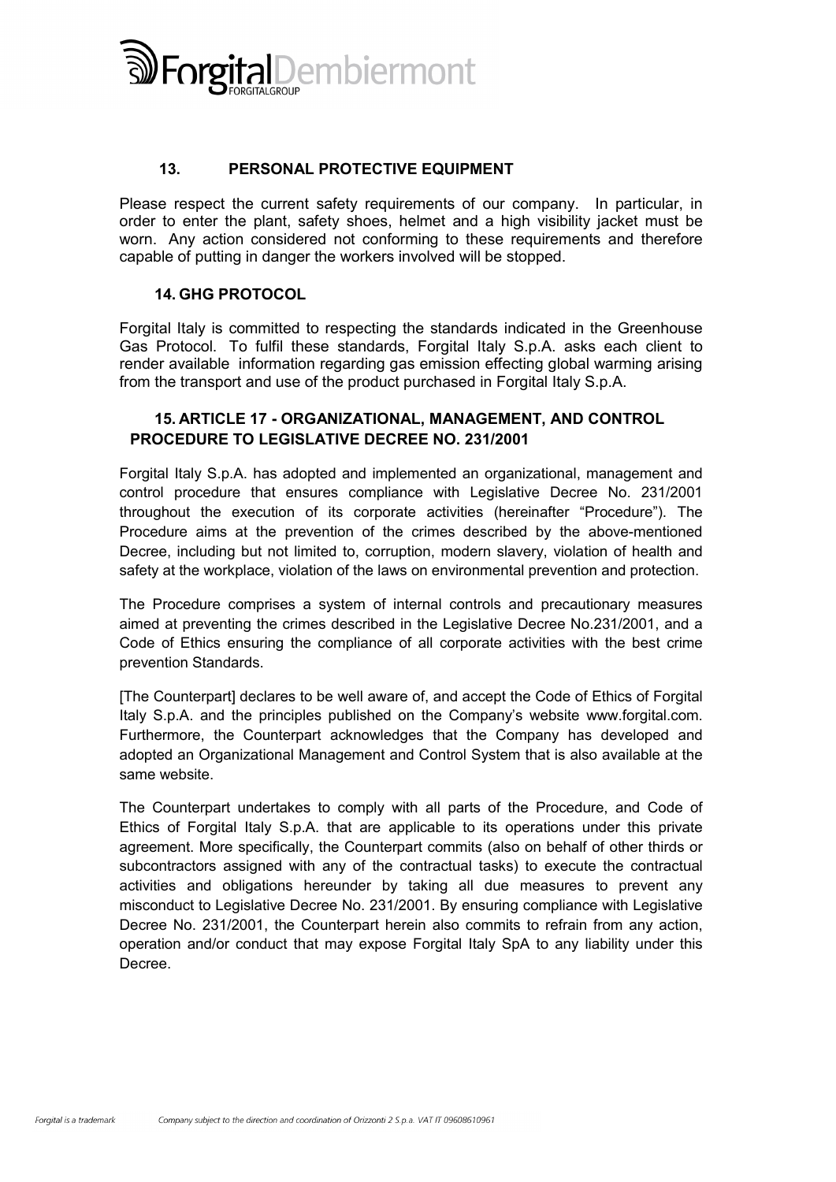## 13. PERSONAL PROTECTIVE EQUIPMENT

Please respect the current safety requirements of our company. In particular, in order to enter the plant, safety shoes, helmet and a high visibility jacket must be worn. Any action considered not conforming to these requirements and therefore capable of putting in danger the workers involved will be stopped.

## 14. GHG PROTOCOL

Forgital Italy is committed to respecting the standards indicated in the Greenhouse Gas Protocol. To fulfil these standards, Forgital Italy S.p.A. asks each client to render available information regarding gas emission effecting global warming arising from the transport and use of the product purchased in Forgital Italy S.p.A.

## 15. ARTICLE 17 - ORGANIZATIONAL, MANAGEMENT, AND CONTROL PROCEDURE TO LEGISLATIVE DECREE NO. 231/2001

Forgital Italy S.p.A. has adopted and implemented an organizational, management and control procedure that ensures compliance with Legislative Decree No. 231/2001 throughout the execution of its corporate activities (hereinafter "Procedure"). The Procedure aims at the prevention of the crimes described by the above-mentioned Decree, including but not limited to, corruption, modern slavery, violation of health and safety at the workplace, violation of the laws on environmental prevention and protection.

The Procedure comprises a system of internal controls and precautionary measures aimed at preventing the crimes described in the Legislative Decree No.231/2001, and a Code of Ethics ensuring the compliance of all corporate activities with the best crime prevention Standards.

[The Counterpart] declares to be well aware of, and accept the Code of Ethics of Forgital Italy S.p.A. and the principles published on the Company's website www.forgital.com. Furthermore, the Counterpart acknowledges that the Company has developed and adopted an Organizational Management and Control System that is also available at the same website.

The Counterpart undertakes to comply with all parts of the Procedure, and Code of Ethics of Forgital Italy S.p.A. that are applicable to its operations under this private agreement. More specifically, the Counterpart commits (also on behalf of other thirds or subcontractors assigned with any of the contractual tasks) to execute the contractual activities and obligations hereunder by taking all due measures to prevent any misconduct to Legislative Decree No. 231/2001. By ensuring compliance with Legislative Decree No. 231/2001, the Counterpart herein also commits to refrain from any action, operation and/or conduct that may expose Forgital Italy SpA to any liability under this Decree.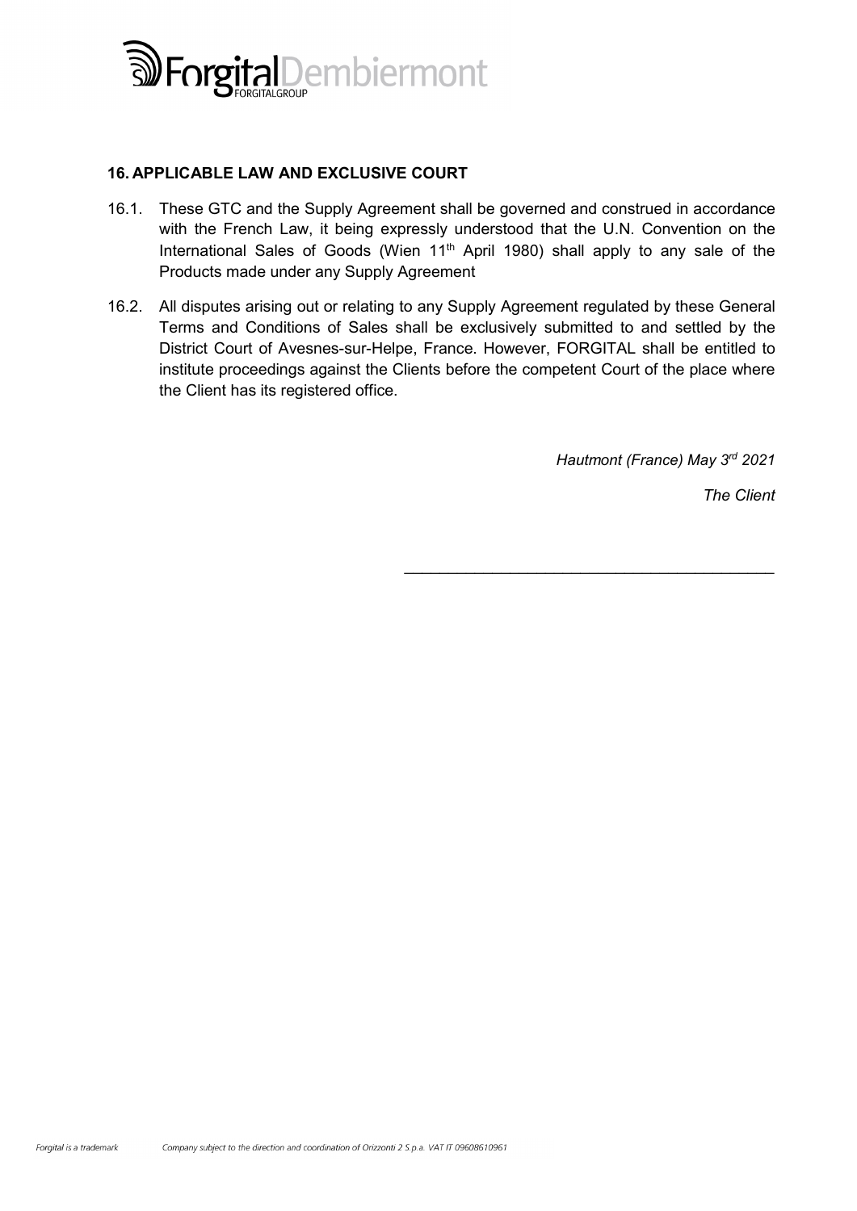## 16. APPLICABLE LAW AND EXCLUSIVE COURT

16.1. These GTC and the Supply Agreement shall be governed and construed in accordance with the French Law, it being expressly understood that the U.N. Convention on the International Sales of Goods (Wien 11th April 1980) shall apply to any sale of the Products made under any Supply Agreement

16.2. All disputes arising out or relating to any Supply Agreement regulated by these General Terms and Conditions of Sales shall be exclusively submitted to and settled by the District Court of Avesnes-sur-Helpe, France. However, FORGITAL shall be entitled to institute proceedings against the Clients before the competent Court of the place where the Client has its registered office.

*Hautmont (France) May 3rd 2021*

*The Client*

\_\_\_\_\_\_\_\_\_\_\_\_\_\_\_\_\_\_\_\_\_\_\_\_\_\_\_\_\_\_\_\_\_\_\_\_\_\_\_\_\_\_\_\_